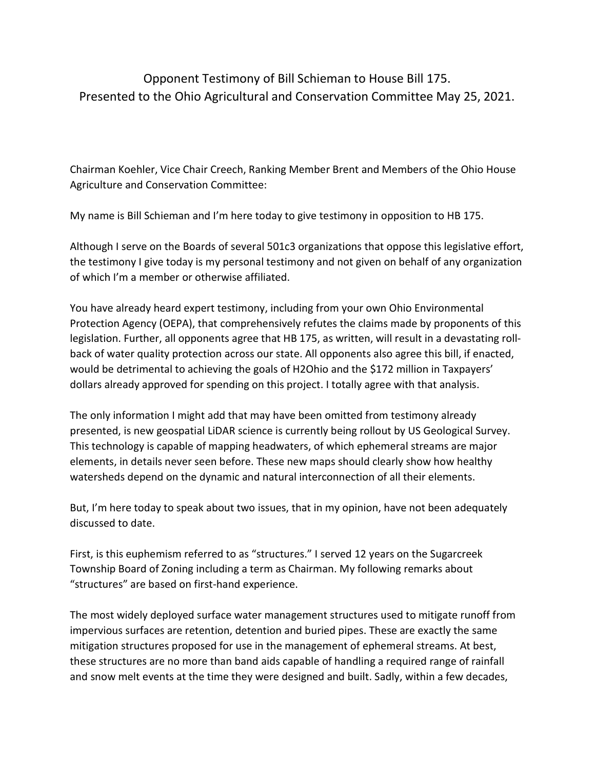# Opponent Testimony of Bill Schieman to House Bill 175.
# Presented to the Ohio Agricultural and Conservation Committee May 25, 2021.

Chairman Koehler, Vice Chair Creech, Ranking Member Brent and Members of the Ohio House Agriculture and Conservation Committee:

My name is Bill Schieman and I'm here today to give testimony in opposition to HB 175.

Although I serve on the Boards of several 501c3 organizations that oppose this legislative effort, the testimony I give today is my personal testimony and not given on behalf of any organization of which I'm a member or otherwise affiliated.

You have already heard expert testimony, including from your own Ohio Environmental Protection Agency (OEPA), that comprehensively refutes the claims made by proponents of this legislation. Further, all opponents agree that HB 175, as written, will result in a devastating roll-back of water quality protection across our state. All opponents also agree this bill, if enacted, would be detrimental to achieving the goals of H2Ohio and the $172 million in Taxpayers' dollars already approved for spending on this project. I totally agree with that analysis.

The only information I might add that may have been omitted from testimony already presented, is new geospatial LiDAR science is currently being rollout by US Geological Survey. This technology is capable of mapping headwaters, of which ephemeral streams are major elements, in details never seen before. These new maps should clearly show how healthy watersheds depend on the dynamic and natural interconnection of all their elements.

But, I'm here today to speak about two issues, that in my opinion, have not been adequately discussed to date.

First, is this euphemism referred to as "structures." I served 12 years on the Sugarcreek Township Board of Zoning including a term as Chairman. My following remarks about "structures" are based on first-hand experience.

The most widely deployed surface water management structures used to mitigate runoff from impervious surfaces are retention, detention and buried pipes. These are exactly the same mitigation structures proposed for use in the management of ephemeral streams. At best, these structures are no more than band aids capable of handling a required range of rainfall and snow melt events at the time they were designed and built. Sadly, within a few decades,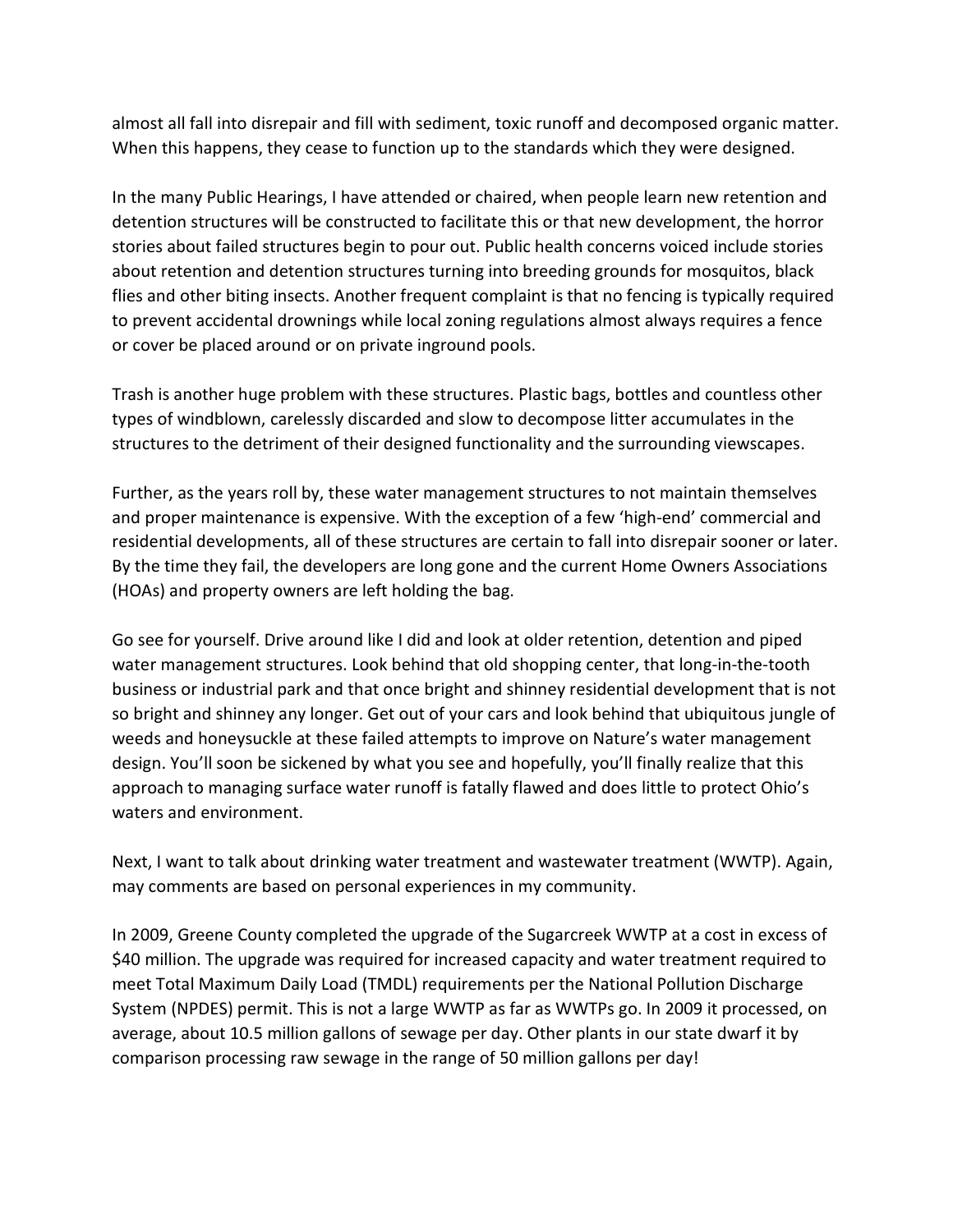almost all fall into disrepair and fill with sediment, toxic runoff and decomposed organic matter. When this happens, they cease to function up to the standards which they were designed.

In the many Public Hearings, I have attended or chaired, when people learn new retention and detention structures will be constructed to facilitate this or that new development, the horror stories about failed structures begin to pour out. Public health concerns voiced include stories about retention and detention structures turning into breeding grounds for mosquitos, black flies and other biting insects. Another frequent complaint is that no fencing is typically required to prevent accidental drownings while local zoning regulations almost always requires a fence or cover be placed around or on private inground pools.

Trash is another huge problem with these structures. Plastic bags, bottles and countless other types of windblown, carelessly discarded and slow to decompose litter accumulates in the structures to the detriment of their designed functionality and the surrounding viewscapes.

Further, as the years roll by, these water management structures to not maintain themselves and proper maintenance is expensive. With the exception of a few 'high-end' commercial and residential developments, all of these structures are certain to fall into disrepair sooner or later. By the time they fail, the developers are long gone and the current Home Owners Associations (HOAs) and property owners are left holding the bag.

Go see for yourself. Drive around like I did and look at older retention, detention and piped water management structures. Look behind that old shopping center, that long-in-the-tooth business or industrial park and that once bright and shinney residential development that is not so bright and shinney any longer. Get out of your cars and look behind that ubiquitous jungle of weeds and honeysuckle at these failed attempts to improve on Nature's water management design. You'll soon be sickened by what you see and hopefully, you'll finally realize that this approach to managing surface water runoff is fatally flawed and does little to protect Ohio's waters and environment.

Next, I want to talk about drinking water treatment and wastewater treatment (WWTP). Again, may comments are based on personal experiences in my community.

In 2009, Greene County completed the upgrade of the Sugarcreek WWTP at a cost in excess of $40 million. The upgrade was required for increased capacity and water treatment required to meet Total Maximum Daily Load (TMDL) requirements per the National Pollution Discharge System (NPDES) permit. This is not a large WWTP as far as WWTPs go. In 2009 it processed, on average, about 10.5 million gallons of sewage per day. Other plants in our state dwarf it by comparison processing raw sewage in the range of 50 million gallons per day!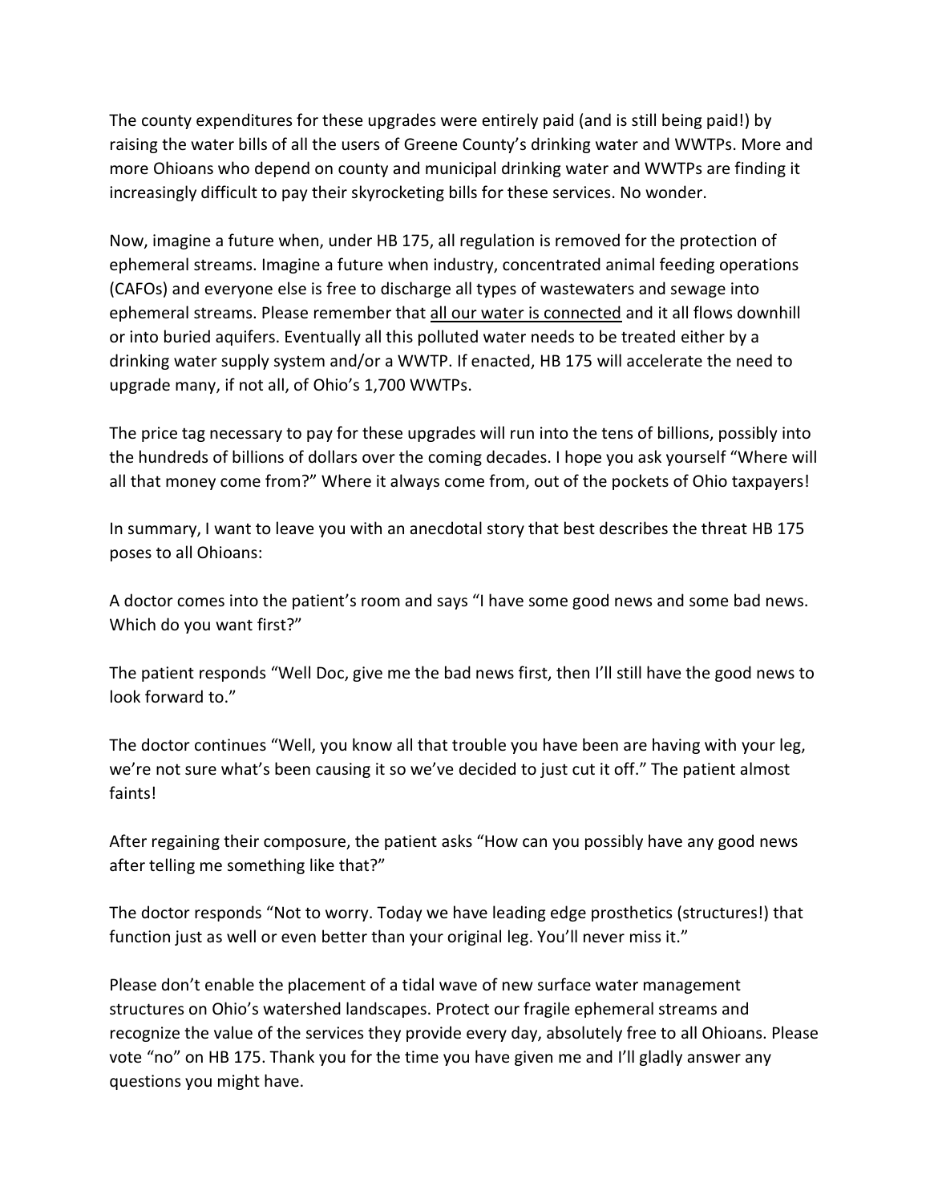The county expenditures for these upgrades were entirely paid (and is still being paid!) by raising the water bills of all the users of Greene County's drinking water and WWTPs. More and more Ohioans who depend on county and municipal drinking water and WWTPs are finding it increasingly difficult to pay their skyrocketing bills for these services. No wonder.

Now, imagine a future when, under HB 175, all regulation is removed for the protection of ephemeral streams. Imagine a future when industry, concentrated animal feeding operations (CAFOs) and everyone else is free to discharge all types of wastewaters and sewage into ephemeral streams. Please remember that <u>all our water is connected</u> and it all flows downhill or into buried aquifers. Eventually all this polluted water needs to be treated either by a drinking water supply system and/or a WWTP. If enacted, HB 175 will accelerate the need to upgrade many, if not all, of Ohio's 1,700 WWTPs.

The price tag necessary to pay for these upgrades will run into the tens of billions, possibly into the hundreds of billions of dollars over the coming decades. I hope you ask yourself "Where will all that money come from?" Where it always come from, out of the pockets of Ohio taxpayers!

In summary, I want to leave you with an anecdotal story that best describes the threat HB 175 poses to all Ohioans:

A doctor comes into the patient's room and says "I have some good news and some bad news. Which do you want first?"

The patient responds "Well Doc, give me the bad news first, then I'll still have the good news to look forward to."

The doctor continues "Well, you know all that trouble you have been are having with your leg, we're not sure what's been causing it so we've decided to just cut it off." The patient almost faints!

After regaining their composure, the patient asks "How can you possibly have any good news after telling me something like that?"

The doctor responds "Not to worry. Today we have leading edge prosthetics (structures!) that function just as well or even better than your original leg. You'll never miss it."

Please don't enable the placement of a tidal wave of new surface water management structures on Ohio's watershed landscapes. Protect our fragile ephemeral streams and recognize the value of the services they provide every day, absolutely free to all Ohioans. Please vote "no" on HB 175. Thank you for the time you have given me and I'll gladly answer any questions you might have.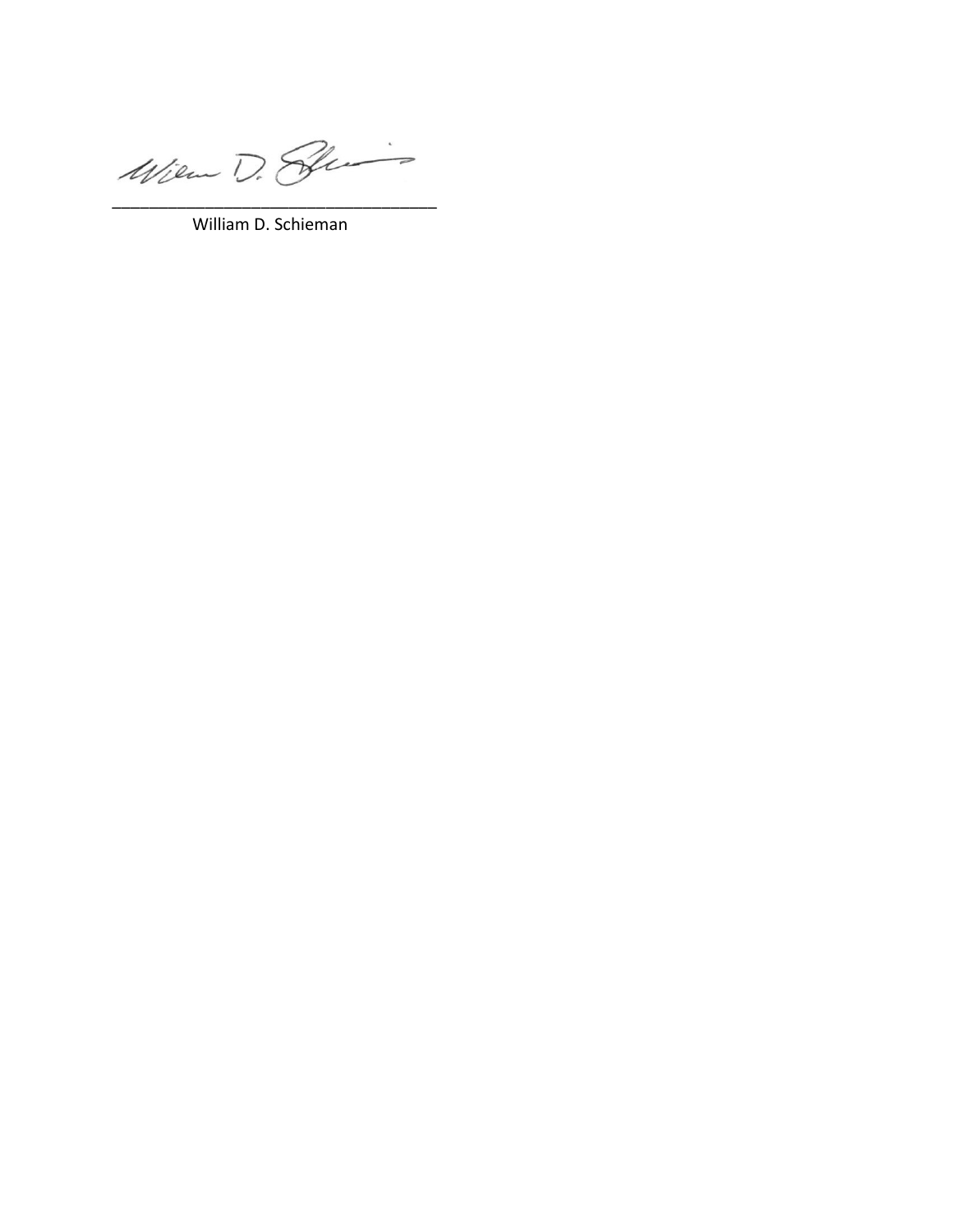\_\_\_\_\_\_\_\_\_\_\_\_\_\_\_\_\_\_\_\_\_\_\_\_\_\_\_\_\_\_\_\_\_\_\_\_\_\_

William D. Schieman